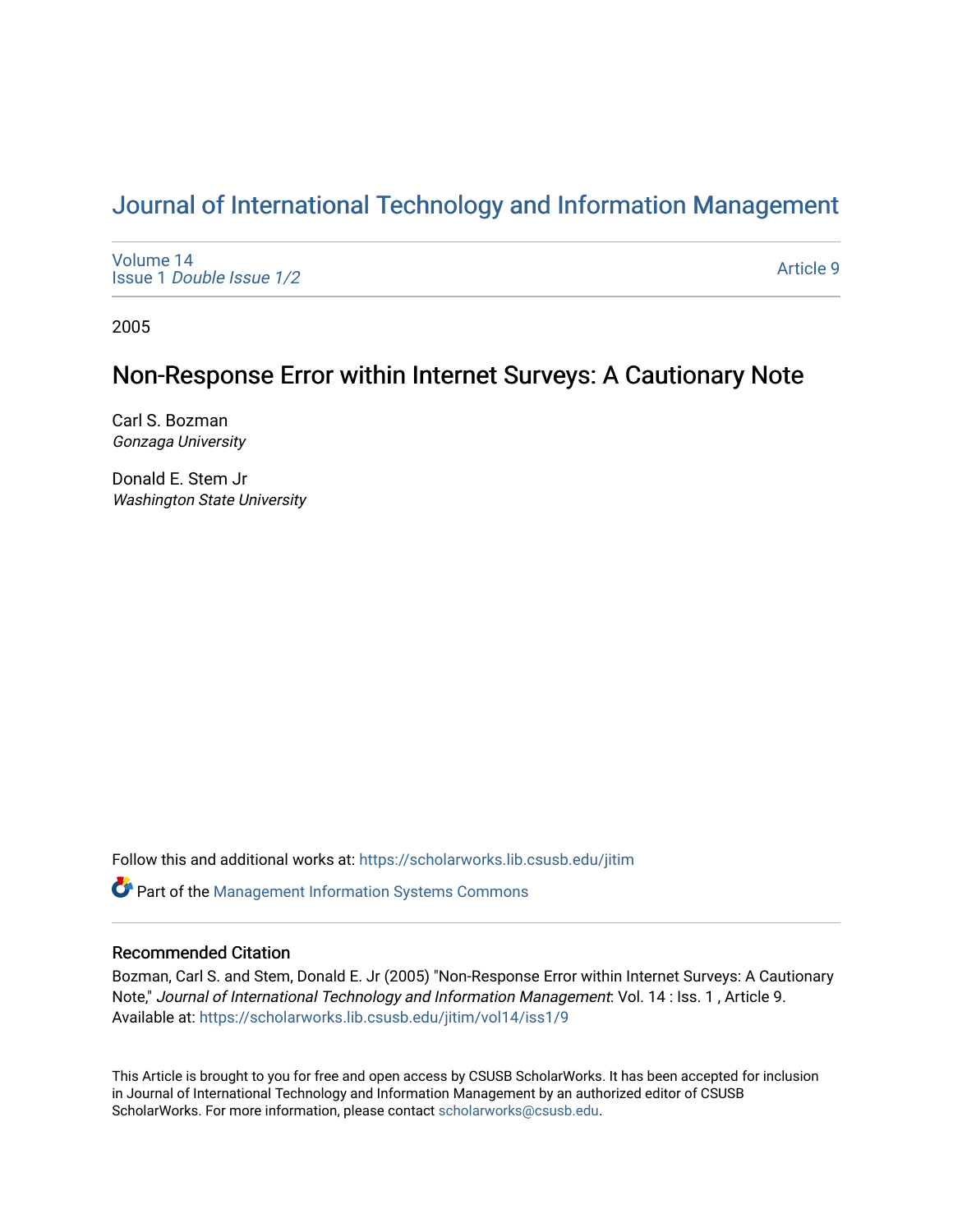# Journal of International Technology and Information Management

Volume 14
Issue 1 *Double Issue 1/2*

Article 9

2005

## Non-Response Error within Internet Surveys: A Cautionary Note

Carl S. Bozman
*Gonzaga University*

Donald E. Stem Jr
*Washington State University*

Follow this and additional works at: https://scholarworks.lib.csusb.edu/jitim

Part of the Management Information Systems Commons

### Recommended Citation

Bozman, Carl S. and Stem, Donald E. Jr (2005) "Non-Response Error within Internet Surveys: A Cautionary Note," *Journal of International Technology and Information Management*: Vol. 14 : Iss. 1 , Article 9. Available at: https://scholarworks.lib.csusb.edu/jitim/vol14/iss1/9

This Article is brought to you for free and open access by CSUSB ScholarWorks. It has been accepted for inclusion in Journal of International Technology and Information Management by an authorized editor of CSUSB ScholarWorks. For more information, please contact scholarworks@csusb.edu.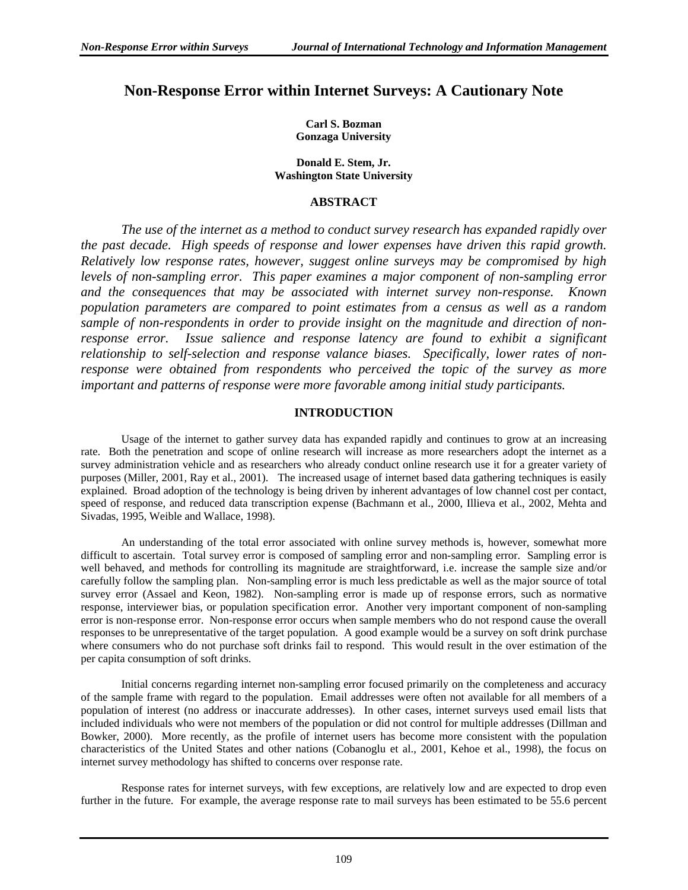# Non-Response Error within Internet Surveys: A Cautionary Note

**Carl S. Bozman**
**Gonzaga University**

**Donald E. Stem, Jr.**
**Washington State University**

## ABSTRACT

*The use of the internet as a method to conduct survey research has expanded rapidly over the past decade. High speeds of response and lower expenses have driven this rapid growth. Relatively low response rates, however, suggest online surveys may be compromised by high levels of non-sampling error. This paper examines a major component of non-sampling error and the consequences that may be associated with internet survey non-response. Known population parameters are compared to point estimates from a census as well as a random sample of non-respondents in order to provide insight on the magnitude and direction of non-response error. Issue salience and response latency are found to exhibit a significant relationship to self-selection and response valance biases. Specifically, lower rates of non-response were obtained from respondents who perceived the topic of the survey as more important and patterns of response were more favorable among initial study participants.*

## INTRODUCTION

Usage of the internet to gather survey data has expanded rapidly and continues to grow at an increasing rate. Both the penetration and scope of online research will increase as more researchers adopt the internet as a survey administration vehicle and as researchers who already conduct online research use it for a greater variety of purposes (Miller, 2001, Ray et al., 2001). The increased usage of internet based data gathering techniques is easily explained. Broad adoption of the technology is being driven by inherent advantages of low channel cost per contact, speed of response, and reduced data transcription expense (Bachmann et al., 2000, Illieva et al., 2002, Mehta and Sivadas, 1995, Weible and Wallace, 1998).

An understanding of the total error associated with online survey methods is, however, somewhat more difficult to ascertain. Total survey error is composed of sampling error and non-sampling error. Sampling error is well behaved, and methods for controlling its magnitude are straightforward, i.e. increase the sample size and/or carefully follow the sampling plan. Non-sampling error is much less predictable as well as the major source of total survey error (Assael and Keon, 1982). Non-sampling error is made up of response errors, such as normative response, interviewer bias, or population specification error. Another very important component of non-sampling error is non-response error. Non-response error occurs when sample members who do not respond cause the overall responses to be unrepresentative of the target population. A good example would be a survey on soft drink purchase where consumers who do not purchase soft drinks fail to respond. This would result in the over estimation of the per capita consumption of soft drinks.

Initial concerns regarding internet non-sampling error focused primarily on the completeness and accuracy of the sample frame with regard to the population. Email addresses were often not available for all members of a population of interest (no address or inaccurate addresses). In other cases, internet surveys used email lists that included individuals who were not members of the population or did not control for multiple addresses (Dillman and Bowker, 2000). More recently, as the profile of internet users has become more consistent with the population characteristics of the United States and other nations (Cobanoglu et al., 2001, Kehoe et al., 1998), the focus on internet survey methodology has shifted to concerns over response rate.

Response rates for internet surveys, with few exceptions, are relatively low and are expected to drop even further in the future. For example, the average response rate to mail surveys has been estimated to be 55.6 percent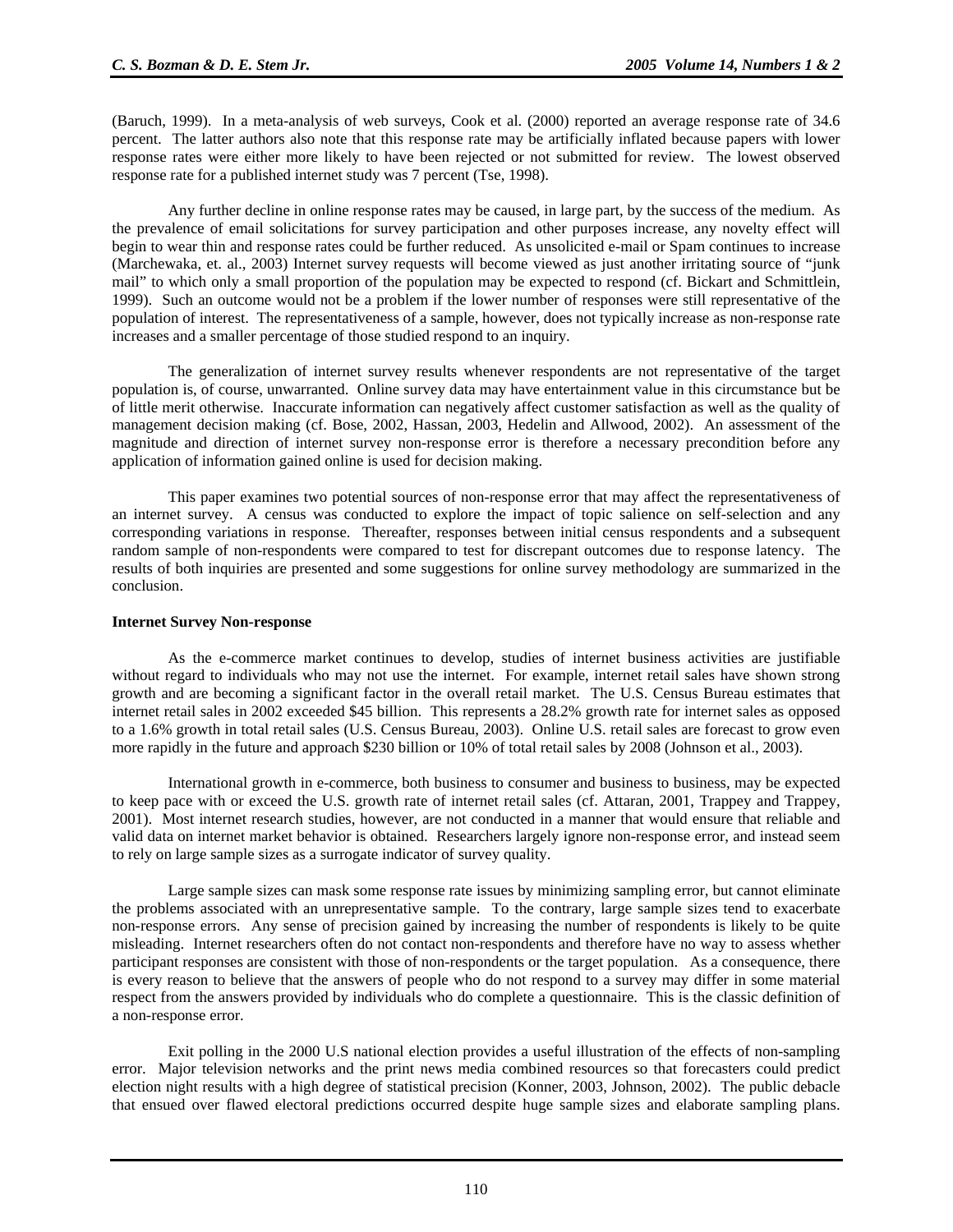(Baruch, 1999). In a meta-analysis of web surveys, Cook et al. (2000) reported an average response rate of 34.6 percent. The latter authors also note that this response rate may be artificially inflated because papers with lower response rates were either more likely to have been rejected or not submitted for review. The lowest observed response rate for a published internet study was 7 percent (Tse, 1998).

Any further decline in online response rates may be caused, in large part, by the success of the medium. As the prevalence of email solicitations for survey participation and other purposes increase, any novelty effect will begin to wear thin and response rates could be further reduced. As unsolicited e-mail or Spam continues to increase (Marchewaka, et. al., 2003) Internet survey requests will become viewed as just another irritating source of "junk mail" to which only a small proportion of the population may be expected to respond (cf. Bickart and Schmittlein, 1999). Such an outcome would not be a problem if the lower number of responses were still representative of the population of interest. The representativeness of a sample, however, does not typically increase as non-response rate increases and a smaller percentage of those studied respond to an inquiry.

The generalization of internet survey results whenever respondents are not representative of the target population is, of course, unwarranted. Online survey data may have entertainment value in this circumstance but be of little merit otherwise. Inaccurate information can negatively affect customer satisfaction as well as the quality of management decision making (cf. Bose, 2002, Hassan, 2003, Hedelin and Allwood, 2002). An assessment of the magnitude and direction of internet survey non-response error is therefore a necessary precondition before any application of information gained online is used for decision making.

This paper examines two potential sources of non-response error that may affect the representativeness of an internet survey. A census was conducted to explore the impact of topic salience on self-selection and any corresponding variations in response. Thereafter, responses between initial census respondents and a subsequent random sample of non-respondents were compared to test for discrepant outcomes due to response latency. The results of both inquiries are presented and some suggestions for online survey methodology are summarized in the conclusion.

**Internet Survey Non-response**

As the e-commerce market continues to develop, studies of internet business activities are justifiable without regard to individuals who may not use the internet. For example, internet retail sales have shown strong growth and are becoming a significant factor in the overall retail market. The U.S. Census Bureau estimates that internet retail sales in 2002 exceeded $45 billion. This represents a 28.2% growth rate for internet sales as opposed to a 1.6% growth in total retail sales (U.S. Census Bureau, 2003). Online U.S. retail sales are forecast to grow even more rapidly in the future and approach $230 billion or 10% of total retail sales by 2008 (Johnson et al., 2003).

International growth in e-commerce, both business to consumer and business to business, may be expected to keep pace with or exceed the U.S. growth rate of internet retail sales (cf. Attaran, 2001, Trappey and Trappey, 2001). Most internet research studies, however, are not conducted in a manner that would ensure that reliable and valid data on internet market behavior is obtained. Researchers largely ignore non-response error, and instead seem to rely on large sample sizes as a surrogate indicator of survey quality.

Large sample sizes can mask some response rate issues by minimizing sampling error, but cannot eliminate the problems associated with an unrepresentative sample. To the contrary, large sample sizes tend to exacerbate non-response errors. Any sense of precision gained by increasing the number of respondents is likely to be quite misleading. Internet researchers often do not contact non-respondents and therefore have no way to assess whether participant responses are consistent with those of non-respondents or the target population. As a consequence, there is every reason to believe that the answers of people who do not respond to a survey may differ in some material respect from the answers provided by individuals who do complete a questionnaire. This is the classic definition of a non-response error.

Exit polling in the 2000 U.S national election provides a useful illustration of the effects of non-sampling error. Major television networks and the print news media combined resources so that forecasters could predict election night results with a high degree of statistical precision (Konner, 2003, Johnson, 2002). The public debacle that ensued over flawed electoral predictions occurred despite huge sample sizes and elaborate sampling plans.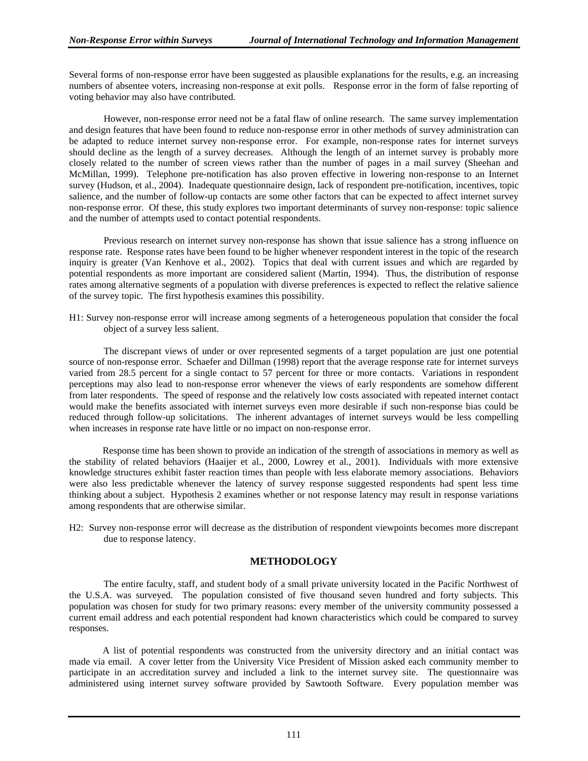Several forms of non-response error have been suggested as plausible explanations for the results, e.g. an increasing numbers of absentee voters, increasing non-response at exit polls. Response error in the form of false reporting of voting behavior may also have contributed.

However, non-response error need not be a fatal flaw of online research. The same survey implementation and design features that have been found to reduce non-response error in other methods of survey administration can be adapted to reduce internet survey non-response error. For example, non-response rates for internet surveys should decline as the length of a survey decreases. Although the length of an internet survey is probably more closely related to the number of screen views rather than the number of pages in a mail survey (Sheehan and McMillan, 1999). Telephone pre-notification has also proven effective in lowering non-response to an Internet survey (Hudson, et al., 2004). Inadequate questionnaire design, lack of respondent pre-notification, incentives, topic salience, and the number of follow-up contacts are some other factors that can be expected to affect internet survey non-response error. Of these, this study explores two important determinants of survey non-response: topic salience and the number of attempts used to contact potential respondents.

Previous research on internet survey non-response has shown that issue salience has a strong influence on response rate. Response rates have been found to be higher whenever respondent interest in the topic of the research inquiry is greater (Van Kenhove et al., 2002). Topics that deal with current issues and which are regarded by potential respondents as more important are considered salient (Martin, 1994). Thus, the distribution of response rates among alternative segments of a population with diverse preferences is expected to reflect the relative salience of the survey topic. The first hypothesis examines this possibility.

H1: Survey non-response error will increase among segments of a heterogeneous population that consider the focal object of a survey less salient.

The discrepant views of under or over represented segments of a target population are just one potential source of non-response error. Schaefer and Dillman (1998) report that the average response rate for internet surveys varied from 28.5 percent for a single contact to 57 percent for three or more contacts. Variations in respondent perceptions may also lead to non-response error whenever the views of early respondents are somehow different from later respondents. The speed of response and the relatively low costs associated with repeated internet contact would make the benefits associated with internet surveys even more desirable if such non-response bias could be reduced through follow-up solicitations. The inherent advantages of internet surveys would be less compelling when increases in response rate have little or no impact on non-response error.

Response time has been shown to provide an indication of the strength of associations in memory as well as the stability of related behaviors (Haaijer et al., 2000, Lowrey et al., 2001). Individuals with more extensive knowledge structures exhibit faster reaction times than people with less elaborate memory associations. Behaviors were also less predictable whenever the latency of survey response suggested respondents had spent less time thinking about a subject. Hypothesis 2 examines whether or not response latency may result in response variations among respondents that are otherwise similar.

H2: Survey non-response error will decrease as the distribution of respondent viewpoints becomes more discrepant due to response latency.

## METHODOLOGY

The entire faculty, staff, and student body of a small private university located in the Pacific Northwest of the U.S.A. was surveyed. The population consisted of five thousand seven hundred and forty subjects. This population was chosen for study for two primary reasons: every member of the university community possessed a current email address and each potential respondent had known characteristics which could be compared to survey responses.

A list of potential respondents was constructed from the university directory and an initial contact was made via email. A cover letter from the University Vice President of Mission asked each community member to participate in an accreditation survey and included a link to the internet survey site. The questionnaire was administered using internet survey software provided by Sawtooth Software. Every population member was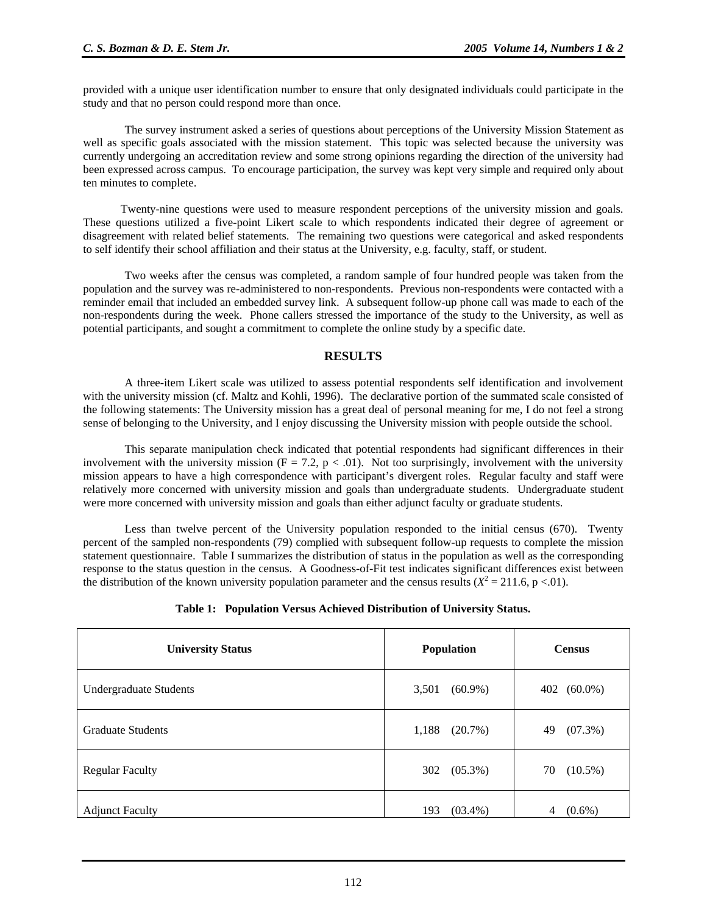provided with a unique user identification number to ensure that only designated individuals could participate in the study and that no person could respond more than once.

The survey instrument asked a series of questions about perceptions of the University Mission Statement as well as specific goals associated with the mission statement. This topic was selected because the university was currently undergoing an accreditation review and some strong opinions regarding the direction of the university had been expressed across campus. To encourage participation, the survey was kept very simple and required only about ten minutes to complete.

Twenty-nine questions were used to measure respondent perceptions of the university mission and goals. These questions utilized a five-point Likert scale to which respondents indicated their degree of agreement or disagreement with related belief statements. The remaining two questions were categorical and asked respondents to self identify their school affiliation and their status at the University, e.g. faculty, staff, or student.

Two weeks after the census was completed, a random sample of four hundred people was taken from the population and the survey was re-administered to non-respondents. Previous non-respondents were contacted with a reminder email that included an embedded survey link. A subsequent follow-up phone call was made to each of the non-respondents during the week. Phone callers stressed the importance of the study to the University, as well as potential participants, and sought a commitment to complete the online study by a specific date.

## RESULTS

A three-item Likert scale was utilized to assess potential respondents self identification and involvement with the university mission (cf. Maltz and Kohli, 1996). The declarative portion of the summated scale consisted of the following statements: The University mission has a great deal of personal meaning for me, I do not feel a strong sense of belonging to the University, and I enjoy discussing the University mission with people outside the school.

This separate manipulation check indicated that potential respondents had significant differences in their involvement with the university mission ($F = 7.2$, $p < .01$). Not too surprisingly, involvement with the university mission appears to have a high correspondence with participant's divergent roles. Regular faculty and staff were relatively more concerned with university mission and goals than undergraduate students. Undergraduate student were more concerned with university mission and goals than either adjunct faculty or graduate students.

Less than twelve percent of the University population responded to the initial census (670). Twenty percent of the sampled non-respondents (79) complied with subsequent follow-up requests to complete the mission statement questionnaire. Table I summarizes the distribution of status in the population as well as the corresponding response to the status question in the census. A Goodness-of-Fit test indicates significant differences exist between the distribution of the known university population parameter and the census results ($X^2 = 211.6$, $p <.01$).

**Table 1: Population Versus Achieved Distribution of University Status.**

| University Status | Population | Census |
|---|---|---|
| Undergraduate Students | 3,501 (60.9%) | 402 (60.0%) |
| Graduate Students | 1,188 (20.7%) | 49 (07.3%) |
| Regular Faculty | 302 (05.3%) | 70 (10.5%) |
| Adjunct Faculty | 193 (03.4%) | 4 (0.6%) |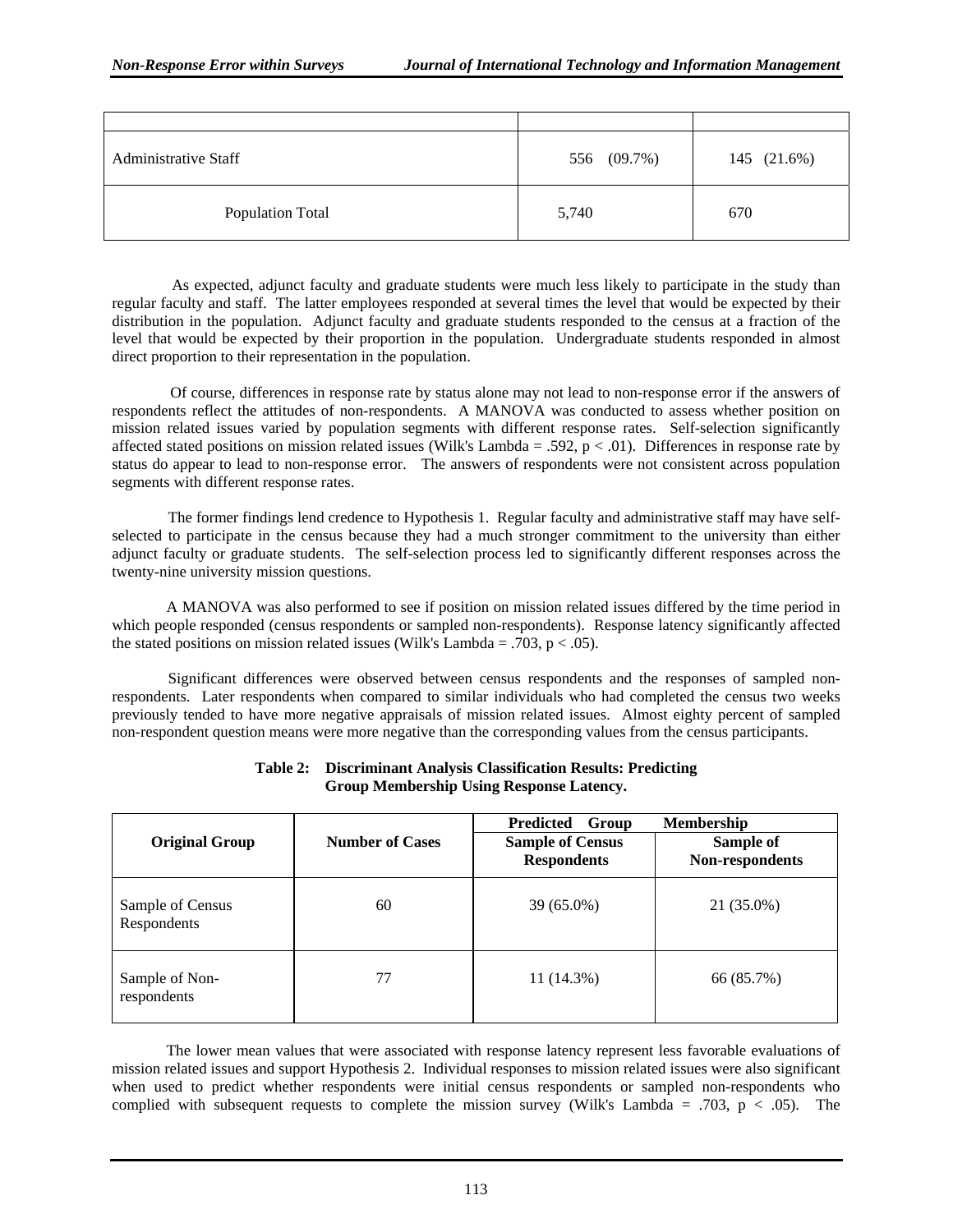| | | |
|---|---|---|
| Administrative Staff | 556 (09.7%) | 145 (21.6%) |
| Population Total | 5,740 | 670 |

As expected, adjunct faculty and graduate students were much less likely to participate in the study than regular faculty and staff. The latter employees responded at several times the level that would be expected by their distribution in the population. Adjunct faculty and graduate students responded to the census at a fraction of the level that would be expected by their proportion in the population. Undergraduate students responded in almost direct proportion to their representation in the population.

Of course, differences in response rate by status alone may not lead to non-response error if the answers of respondents reflect the attitudes of non-respondents. A MANOVA was conducted to assess whether position on mission related issues varied by population segments with different response rates. Self-selection significantly affected stated positions on mission related issues (Wilk's Lambda = .592, $p < .01$). Differences in response rate by status do appear to lead to non-response error. The answers of respondents were not consistent across population segments with different response rates.

The former findings lend credence to Hypothesis 1. Regular faculty and administrative staff may have self-selected to participate in the census because they had a much stronger commitment to the university than either adjunct faculty or graduate students. The self-selection process led to significantly different responses across the twenty-nine university mission questions.

A MANOVA was also performed to see if position on mission related issues differed by the time period in which people responded (census respondents or sampled non-respondents). Response latency significantly affected the stated positions on mission related issues (Wilk's Lambda = .703, $p < .05$).

Significant differences were observed between census respondents and the responses of sampled non-respondents. Later respondents when compared to similar individuals who had completed the census two weeks previously tended to have more negative appraisals of mission related issues. Almost eighty percent of sampled non-respondent question means were more negative than the corresponding values from the census participants.

**Table 2: Discriminant Analysis Classification Results: Predicting Group Membership Using Response Latency.**

| Original Group | Number of Cases | Predicted Group Membership | |
|---|---|---|---|
| | | Sample of Census Respondents | Sample of Non-respondents |
| Sample of Census Respondents | 60 | 39 (65.0%) | 21 (35.0%) |
| Sample of Non-respondents | 77 | 11 (14.3%) | 66 (85.7%) |

The lower mean values that were associated with response latency represent less favorable evaluations of mission related issues and support Hypothesis 2. Individual responses to mission related issues were also significant when used to predict whether respondents were initial census respondents or sampled non-respondents who complied with subsequent requests to complete the mission survey (Wilk's Lambda = .703, $p < .05$). The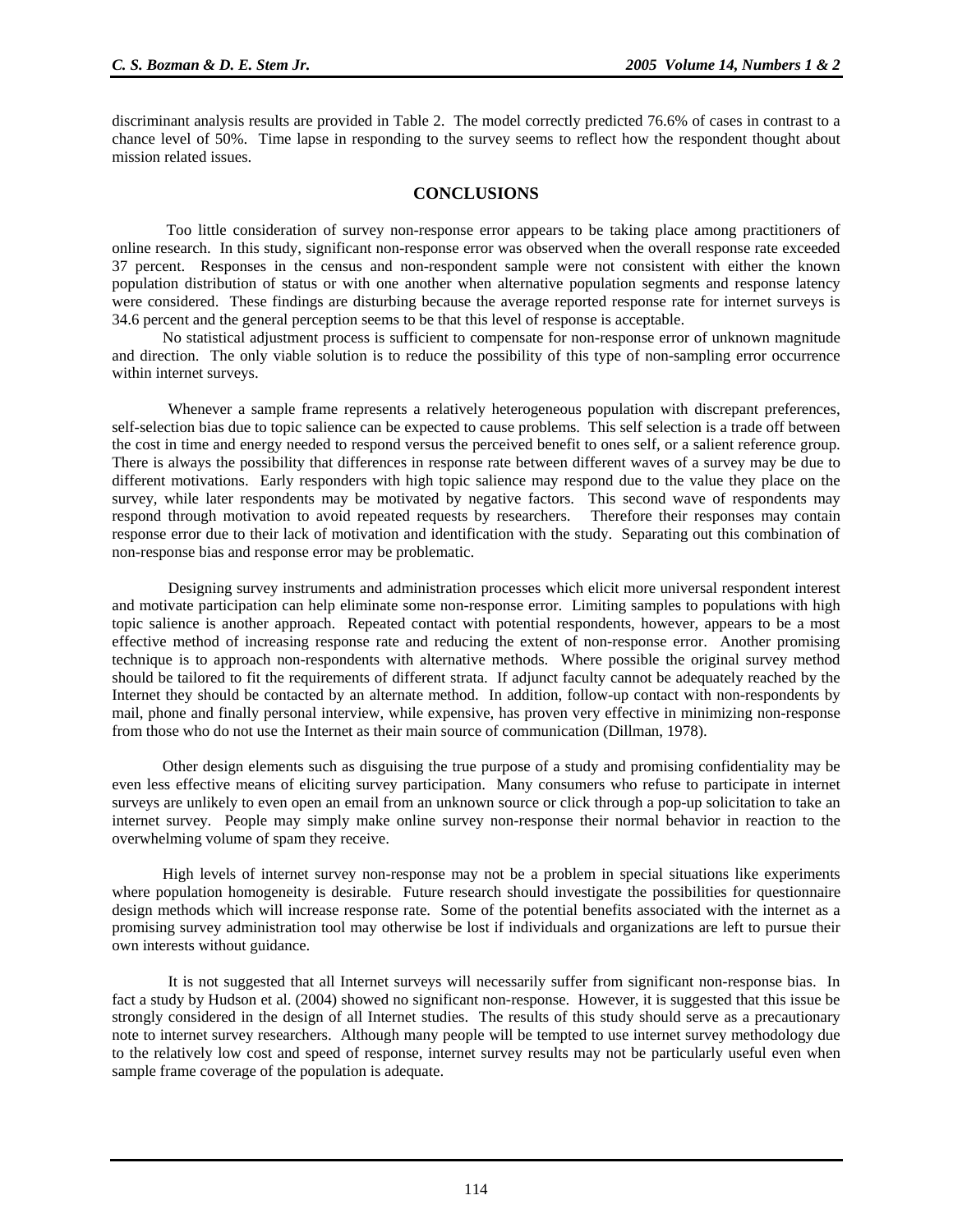discriminant analysis results are provided in Table 2. The model correctly predicted 76.6% of cases in contrast to a chance level of 50%. Time lapse in responding to the survey seems to reflect how the respondent thought about mission related issues.

## CONCLUSIONS

Too little consideration of survey non-response error appears to be taking place among practitioners of online research. In this study, significant non-response error was observed when the overall response rate exceeded 37 percent. Responses in the census and non-respondent sample were not consistent with either the known population distribution of status or with one another when alternative population segments and response latency were considered. These findings are disturbing because the average reported response rate for internet surveys is 34.6 percent and the general perception seems to be that this level of response is acceptable.

No statistical adjustment process is sufficient to compensate for non-response error of unknown magnitude and direction. The only viable solution is to reduce the possibility of this type of non-sampling error occurrence within internet surveys.

Whenever a sample frame represents a relatively heterogeneous population with discrepant preferences, self-selection bias due to topic salience can be expected to cause problems. This self selection is a trade off between the cost in time and energy needed to respond versus the perceived benefit to ones self, or a salient reference group. There is always the possibility that differences in response rate between different waves of a survey may be due to different motivations. Early responders with high topic salience may respond due to the value they place on the survey, while later respondents may be motivated by negative factors. This second wave of respondents may respond through motivation to avoid repeated requests by researchers. Therefore their responses may contain response error due to their lack of motivation and identification with the study. Separating out this combination of non-response bias and response error may be problematic.

Designing survey instruments and administration processes which elicit more universal respondent interest and motivate participation can help eliminate some non-response error. Limiting samples to populations with high topic salience is another approach. Repeated contact with potential respondents, however, appears to be a most effective method of increasing response rate and reducing the extent of non-response error. Another promising technique is to approach non-respondents with alternative methods. Where possible the original survey method should be tailored to fit the requirements of different strata. If adjunct faculty cannot be adequately reached by the Internet they should be contacted by an alternate method. In addition, follow-up contact with non-respondents by mail, phone and finally personal interview, while expensive, has proven very effective in minimizing non-response from those who do not use the Internet as their main source of communication (Dillman, 1978).

Other design elements such as disguising the true purpose of a study and promising confidentiality may be even less effective means of eliciting survey participation. Many consumers who refuse to participate in internet surveys are unlikely to even open an email from an unknown source or click through a pop-up solicitation to take an internet survey. People may simply make online survey non-response their normal behavior in reaction to the overwhelming volume of spam they receive.

High levels of internet survey non-response may not be a problem in special situations like experiments where population homogeneity is desirable. Future research should investigate the possibilities for questionnaire design methods which will increase response rate. Some of the potential benefits associated with the internet as a promising survey administration tool may otherwise be lost if individuals and organizations are left to pursue their own interests without guidance.

It is not suggested that all Internet surveys will necessarily suffer from significant non-response bias. In fact a study by Hudson et al. (2004) showed no significant non-response. However, it is suggested that this issue be strongly considered in the design of all Internet studies. The results of this study should serve as a precautionary note to internet survey researchers. Although many people will be tempted to use internet survey methodology due to the relatively low cost and speed of response, internet survey results may not be particularly useful even when sample frame coverage of the population is adequate.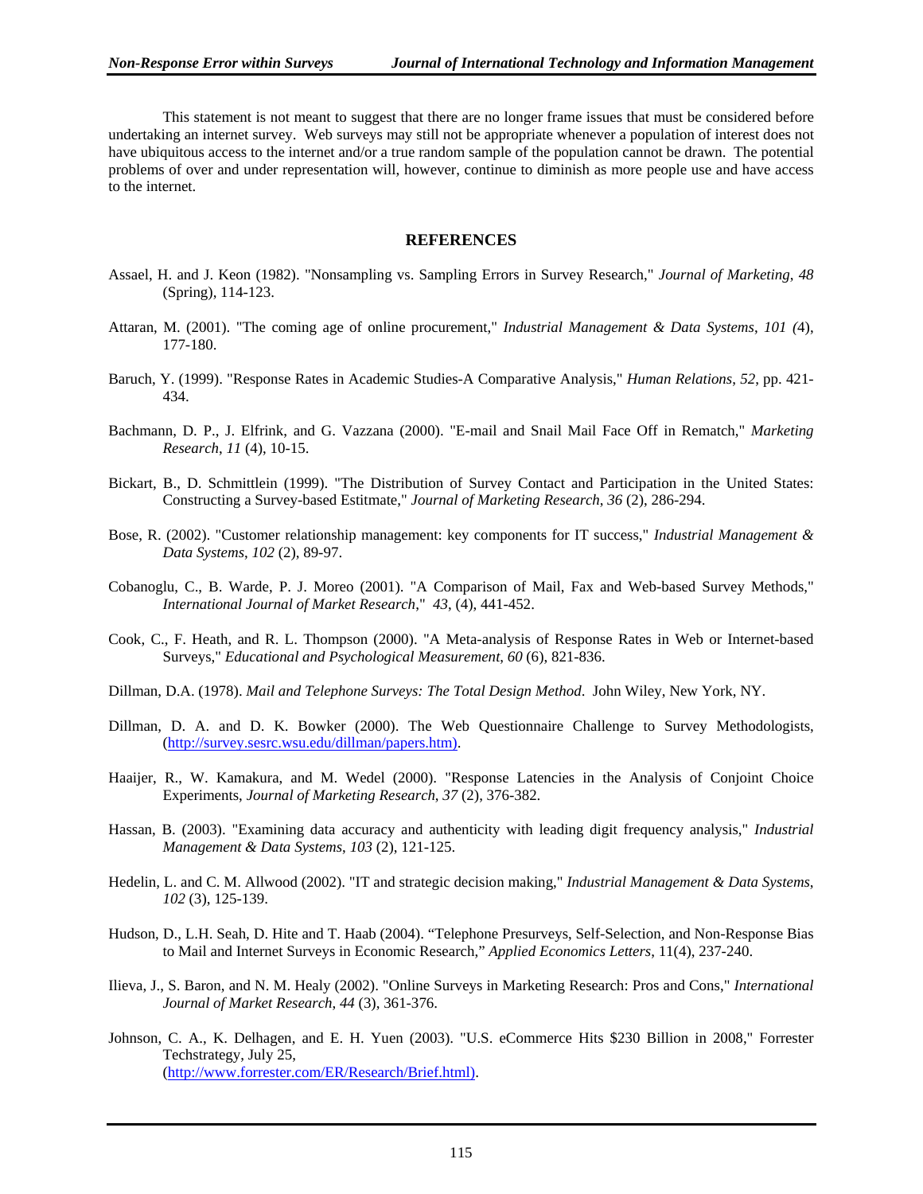This statement is not meant to suggest that there are no longer frame issues that must be considered before undertaking an internet survey. Web surveys may still not be appropriate whenever a population of interest does not have ubiquitous access to the internet and/or a true random sample of the population cannot be drawn. The potential problems of over and under representation will, however, continue to diminish as more people use and have access to the internet.

## REFERENCES

Assael, H. and J. Keon (1982). "Nonsampling vs. Sampling Errors in Survey Research," *Journal of Marketing*, *48* (Spring), 114-123.

Attaran, M. (2001). "The coming age of online procurement," *Industrial Management & Data Systems*, *101 (*4), 177-180.

Baruch, Y. (1999). "Response Rates in Academic Studies-A Comparative Analysis," *Human Relations*, *52*, pp. 421-434.

Bachmann, D. P., J. Elfrink, and G. Vazzana (2000). "E-mail and Snail Mail Face Off in Rematch," *Marketing Research*, *11* (4), 10-15.

Bickart, B., D. Schmittlein (1999). "The Distribution of Survey Contact and Participation in the United States: Constructing a Survey-based Estitmate," *Journal of Marketing Research*, *36* (2), 286-294.

Bose, R. (2002). "Customer relationship management: key components for IT success," *Industrial Management & Data Systems*, *102* (2), 89-97.

Cobanoglu, C., B. Warde, P. J. Moreo (2001). "A Comparison of Mail, Fax and Web-based Survey Methods," *International Journal of Market Research*," *43*, (4), 441-452.

Cook, C., F. Heath, and R. L. Thompson (2000). "A Meta-analysis of Response Rates in Web or Internet-based Surveys," *Educational and Psychological Measurement, 60* (6), 821-836.

Dillman, D.A. (1978). *Mail and Telephone Surveys: The Total Design Method*. John Wiley, New York, NY.

Dillman, D. A. and D. K. Bowker (2000). The Web Questionnaire Challenge to Survey Methodologists, (http://survey.sesrc.wsu.edu/dillman/papers.htm).

Haaijer, R., W. Kamakura, and M. Wedel (2000). "Response Latencies in the Analysis of Conjoint Choice Experiments, *Journal of Marketing Research*, *37* (2), 376-382.

Hassan, B. (2003). "Examining data accuracy and authenticity with leading digit frequency analysis," *Industrial Management & Data Systems*, *103* (2), 121-125.

Hedelin, L. and C. M. Allwood (2002). "IT and strategic decision making," *Industrial Management & Data Systems*, *102* (3), 125-139.

Hudson, D., L.H. Seah, D. Hite and T. Haab (2004). "Telephone Presurveys, Self-Selection, and Non-Response Bias to Mail and Internet Surveys in Economic Research," *Applied Economics Letters*, 11(4), 237-240.

Ilieva, J., S. Baron, and N. M. Healy (2002). "Online Surveys in Marketing Research: Pros and Cons," *International Journal of Market Research*, *44* (3), 361-376.

Johnson, C. A., K. Delhagen, and E. H. Yuen (2003). "U.S. eCommerce Hits $230 Billion in 2008," Forrester Techstrategy, July 25, (http://www.forrester.com/ER/Research/Brief.html).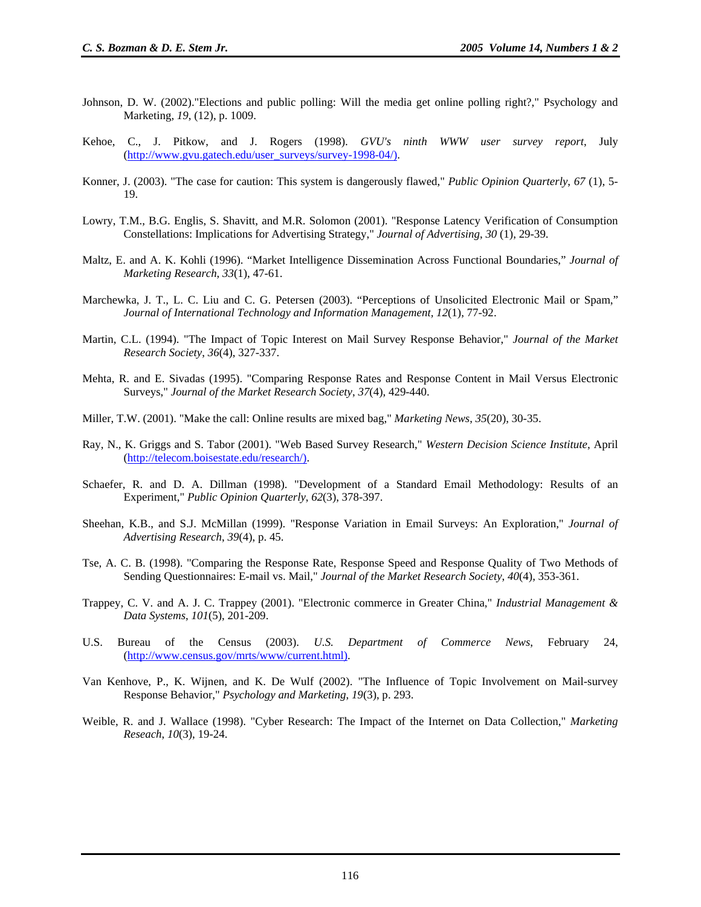Johnson, D. W. (2002)."Elections and public polling: Will the media get online polling right?," Psychology and Marketing, *19*, (12), p. 1009.

Kehoe, C., J. Pitkow, and J. Rogers (1998). *GVU's ninth WWW user survey report*, July (http://www.gvu.gatech.edu/user_surveys/survey-1998-04/).

Konner, J. (2003). "The case for caution: This system is dangerously flawed," *Public Opinion Quarterly*, *67* (1), 5-19.

Lowry, T.M., B.G. Englis, S. Shavitt, and M.R. Solomon (2001). "Response Latency Verification of Consumption Constellations: Implications for Advertising Strategy," *Journal of Advertising*, *30* (1), 29-39.

Maltz, E. and A. K. Kohli (1996). "Market Intelligence Dissemination Across Functional Boundaries," *Journal of Marketing Research*, *33*(1), 47-61.

Marchewka, J. T., L. C. Liu and C. G. Petersen (2003). "Perceptions of Unsolicited Electronic Mail or Spam," *Journal of International Technology and Information Management*, *12*(1), 77-92.

Martin, C.L. (1994). "The Impact of Topic Interest on Mail Survey Response Behavior," *Journal of the Market Research Society*, *36*(4), 327-337.

Mehta, R. and E. Sivadas (1995). "Comparing Response Rates and Response Content in Mail Versus Electronic Surveys," *Journal of the Market Research Society*, *37*(4), 429-440.

Miller, T.W. (2001). "Make the call: Online results are mixed bag," *Marketing News*, *35*(20), 30-35.

Ray, N., K. Griggs and S. Tabor (2001). "Web Based Survey Research," *Western Decision Science Institute*, April (http://telecom.boisestate.edu/research/).

Schaefer, R. and D. A. Dillman (1998). "Development of a Standard Email Methodology: Results of an Experiment," *Public Opinion Quarterly*, *62*(3), 378-397.

Sheehan, K.B., and S.J. McMillan (1999). "Response Variation in Email Surveys: An Exploration," *Journal of Advertising Research*, *39*(4), p. 45.

Tse, A. C. B. (1998). "Comparing the Response Rate, Response Speed and Response Quality of Two Methods of Sending Questionnaires: E-mail vs. Mail," *Journal of the Market Research Society*, *40*(4), 353-361.

Trappey, C. V. and A. J. C. Trappey (2001). "Electronic commerce in Greater China," *Industrial Management & Data Systems*, *101*(5), 201-209.

U.S. Bureau of the Census (2003). *U.S. Department of Commerce News*, February 24, (http://www.census.gov/mrts/www/current.html).

Van Kenhove, P., K. Wijnen, and K. De Wulf (2002). "The Influence of Topic Involvement on Mail-survey Response Behavior," *Psychology and Marketing*, *19*(3), p. 293.

Weible, R. and J. Wallace (1998). "Cyber Research: The Impact of the Internet on Data Collection," *Marketing Reseach*, *10*(3), 19-24.